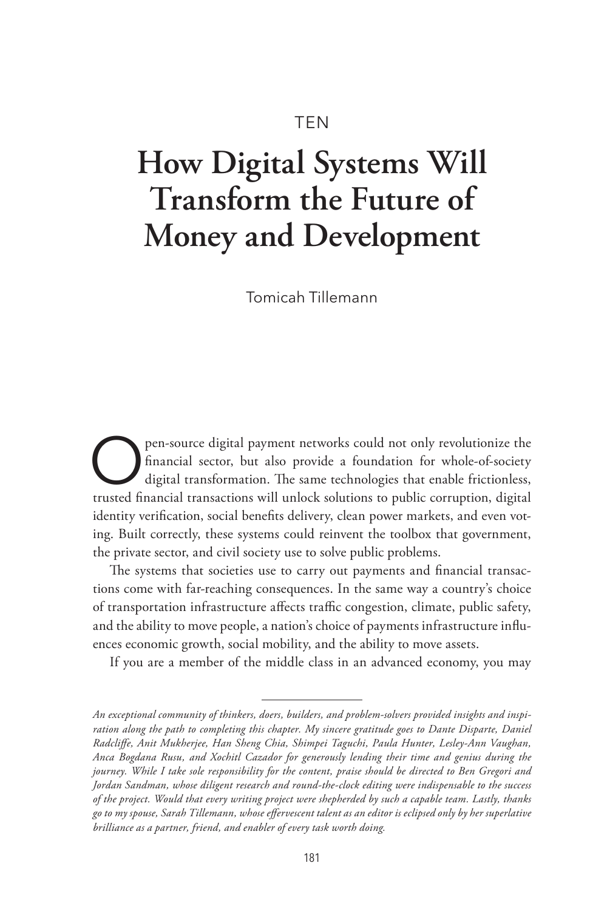TEN

# How Digital Systems Will Transform the Future of Money and Development

Tomicah Tillemann

Open-source digital payment networks could not only revolutionize the financial sector, but also provide a foundation for whole-of-society digital transformation. The same technologies that enable frictionless, trusted financial transactions will unlock solutions to public corruption, digital identity verification, social benefits delivery, clean power markets, and even voting. Built correctly, these systems could reinvent the toolbox that government, the private sector, and civil society use to solve public problems.

The systems that societies use to carry out payments and financial transactions come with far-reaching consequences. In the same way a country's choice of transportation infrastructure affects traffic congestion, climate, public safety, and the ability to move people, a nation's choice of payments infrastructure influences economic growth, social mobility, and the ability to move assets.

If you are a member of the middle class in an advanced economy, you may

---

*An exceptional community of thinkers, doers, builders, and problem-solvers provided insights and inspiration along the path to completing this chapter. My sincere gratitude goes to Dante Disparte, Daniel Radcliffe, Anit Mukherjee, Han Sheng Chia, Shimpei Taguchi, Paula Hunter, Lesley-Ann Vaughan, Anca Bogdana Rusu, and Xochitl Cazador for generously lending their time and genius during the journey. While I take sole responsibility for the content, praise should be directed to Ben Gregori and Jordan Sandman, whose diligent research and round-the-clock editing were indispensable to the success of the project. Would that every writing project were shepherded by such a capable team. Lastly, thanks go to my spouse, Sarah Tillemann, whose effervescent talent as an editor is eclipsed only by her superlative brilliance as a partner, friend, and enabler of every task worth doing.*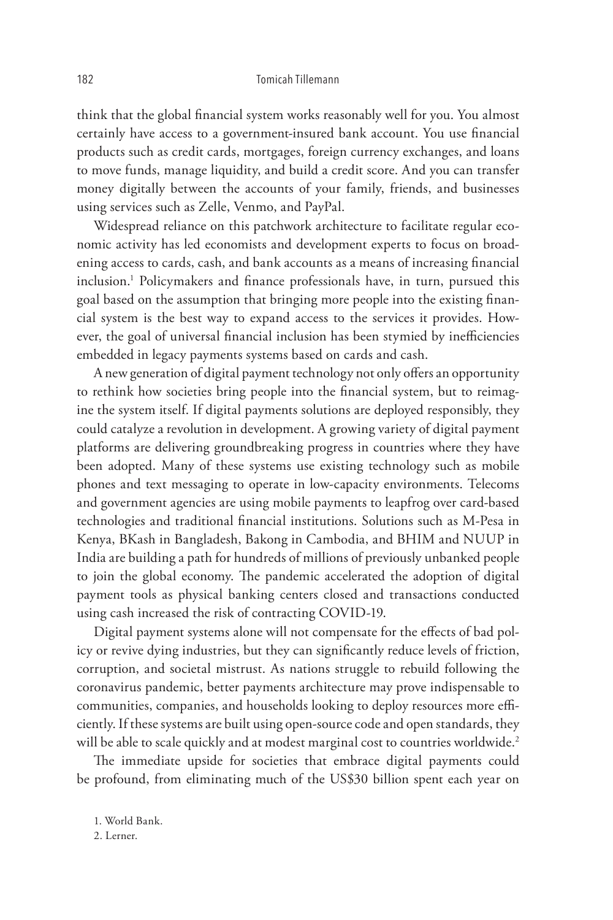think that the global financial system works reasonably well for you. You almost certainly have access to a government-insured bank account. You use financial products such as credit cards, mortgages, foreign currency exchanges, and loans to move funds, manage liquidity, and build a credit score. And you can transfer money digitally between the accounts of your family, friends, and businesses using services such as Zelle, Venmo, and PayPal.

Widespread reliance on this patchwork architecture to facilitate regular economic activity has led economists and development experts to focus on broadening access to cards, cash, and bank accounts as a means of increasing financial inclusion.[1] Policymakers and finance professionals have, in turn, pursued this goal based on the assumption that bringing more people into the existing financial system is the best way to expand access to the services it provides. However, the goal of universal financial inclusion has been stymied by inefficiencies embedded in legacy payments systems based on cards and cash.

A new generation of digital payment technology not only offers an opportunity to rethink how societies bring people into the financial system, but to reimagine the system itself. If digital payments solutions are deployed responsibly, they could catalyze a revolution in development. A growing variety of digital payment platforms are delivering groundbreaking progress in countries where they have been adopted. Many of these systems use existing technology such as mobile phones and text messaging to operate in low-capacity environments. Telecoms and government agencies are using mobile payments to leapfrog over card-based technologies and traditional financial institutions. Solutions such as M-Pesa in Kenya, BKash in Bangladesh, Bakong in Cambodia, and BHIM and NUUP in India are building a path for hundreds of millions of previously unbanked people to join the global economy. The pandemic accelerated the adoption of digital payment tools as physical banking centers closed and transactions conducted using cash increased the risk of contracting COVID-19.

Digital payment systems alone will not compensate for the effects of bad policy or revive dying industries, but they can significantly reduce levels of friction, corruption, and societal mistrust. As nations struggle to rebuild following the coronavirus pandemic, better payments architecture may prove indispensable to communities, companies, and households looking to deploy resources more efficiently. If these systems are built using open-source code and open standards, they will be able to scale quickly and at modest marginal cost to countries worldwide.[2]

The immediate upside for societies that embrace digital payments could be profound, from eliminating much of the US$30 billion spent each year on

1. World Bank.

2. Lerner.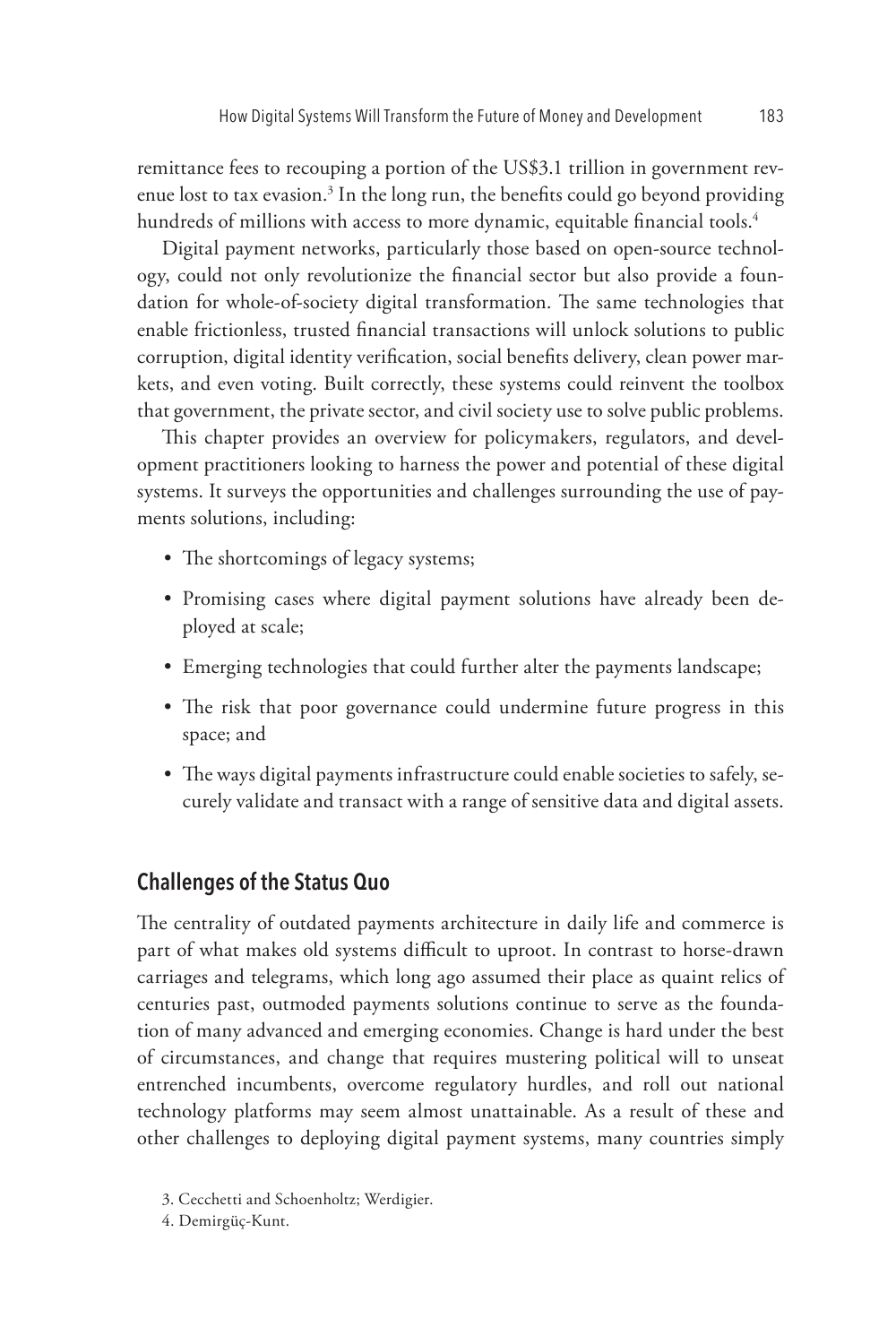remittance fees to recouping a portion of the US$3.1 trillion in government revenue lost to tax evasion.[3] In the long run, the benefits could go beyond providing hundreds of millions with access to more dynamic, equitable financial tools.[4]

Digital payment networks, particularly those based on open-source technology, could not only revolutionize the financial sector but also provide a foundation for whole-of-society digital transformation. The same technologies that enable frictionless, trusted financial transactions will unlock solutions to public corruption, digital identity verification, social benefits delivery, clean power markets, and even voting. Built correctly, these systems could reinvent the toolbox that government, the private sector, and civil society use to solve public problems.

This chapter provides an overview for policymakers, regulators, and development practitioners looking to harness the power and potential of these digital systems. It surveys the opportunities and challenges surrounding the use of payments solutions, including:

- The shortcomings of legacy systems;
- Promising cases where digital payment solutions have already been deployed at scale;
- Emerging technologies that could further alter the payments landscape;
- The risk that poor governance could undermine future progress in this space; and
- The ways digital payments infrastructure could enable societies to safely, securely validate and transact with a range of sensitive data and digital assets.

## Challenges of the Status Quo

The centrality of outdated payments architecture in daily life and commerce is part of what makes old systems difficult to uproot. In contrast to horse-drawn carriages and telegrams, which long ago assumed their place as quaint relics of centuries past, outmoded payments solutions continue to serve as the foundation of many advanced and emerging economies. Change is hard under the best of circumstances, and change that requires mustering political will to unseat entrenched incumbents, overcome regulatory hurdles, and roll out national technology platforms may seem almost unattainable. As a result of these and other challenges to deploying digital payment systems, many countries simply

3. Cecchetti and Schoenholtz; Werdigier.

4. Demirgüç-Kunt.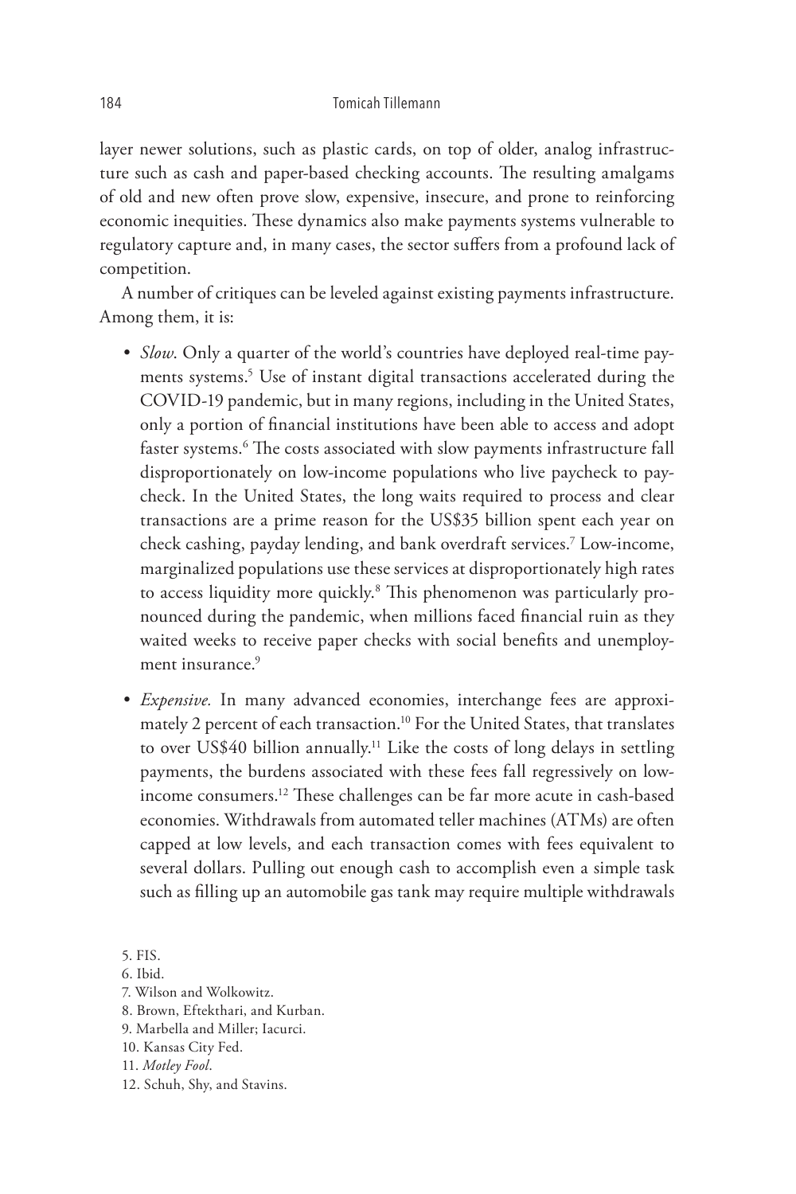layer newer solutions, such as plastic cards, on top of older, analog infrastructure such as cash and paper-based checking accounts. The resulting amalgams of old and new often prove slow, expensive, insecure, and prone to reinforcing economic inequities. These dynamics also make payments systems vulnerable to regulatory capture and, in many cases, the sector suffers from a profound lack of competition.

A number of critiques can be leveled against existing payments infrastructure. Among them, it is:

- *Slow*. Only a quarter of the world's countries have deployed real-time payments systems.[5] Use of instant digital transactions accelerated during the COVID-19 pandemic, but in many regions, including in the United States, only a portion of financial institutions have been able to access and adopt faster systems.[6] The costs associated with slow payments infrastructure fall disproportionately on low-income populations who live paycheck to paycheck. In the United States, the long waits required to process and clear transactions are a prime reason for the US$35 billion spent each year on check cashing, payday lending, and bank overdraft services.[7] Low-income, marginalized populations use these services at disproportionately high rates to access liquidity more quickly.[8] This phenomenon was particularly pronounced during the pandemic, when millions faced financial ruin as they waited weeks to receive paper checks with social benefits and unemployment insurance.[9]
- *Expensive.* In many advanced economies, interchange fees are approximately 2 percent of each transaction.[10] For the United States, that translates to over US$40 billion annually.[11] Like the costs of long delays in settling payments, the burdens associated with these fees fall regressively on low-income consumers.[12] These challenges can be far more acute in cash-based economies. Withdrawals from automated teller machines (ATMs) are often capped at low levels, and each transaction comes with fees equivalent to several dollars. Pulling out enough cash to accomplish even a simple task such as filling up an automobile gas tank may require multiple withdrawals

5. FIS.
6. Ibid.
7. Wilson and Wolkowitz.
8. Brown, Eftekthari, and Kurban.
9. Marbella and Miller; Iacurci.
10. Kansas City Fed.
11. *Motley Fool*.
12. Schuh, Shy, and Stavins.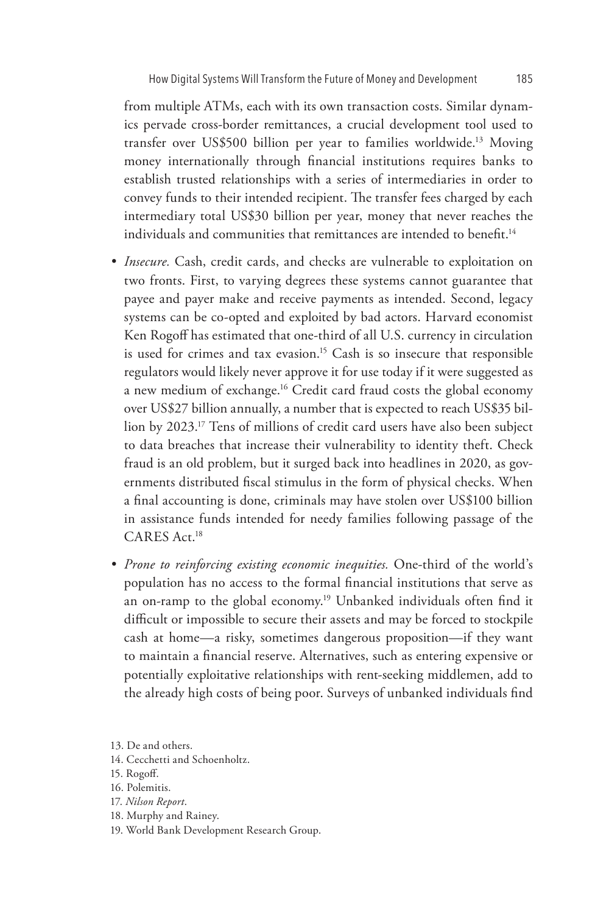from multiple ATMs, each with its own transaction costs. Similar dynamics pervade cross-border remittances, a crucial development tool used to transfer over US$500 billion per year to families worldwide.[13] Moving money internationally through financial institutions requires banks to establish trusted relationships with a series of intermediaries in order to convey funds to their intended recipient. The transfer fees charged by each intermediary total US$30 billion per year, money that never reaches the individuals and communities that remittances are intended to benefit.[14]

- *Insecure.* Cash, credit cards, and checks are vulnerable to exploitation on two fronts. First, to varying degrees these systems cannot guarantee that payee and payer make and receive payments as intended. Second, legacy systems can be co-opted and exploited by bad actors. Harvard economist Ken Rogoff has estimated that one-third of all U.S. currency in circulation is used for crimes and tax evasion.[15] Cash is so insecure that responsible regulators would likely never approve it for use today if it were suggested as a new medium of exchange.[16] Credit card fraud costs the global economy over US$27 billion annually, a number that is expected to reach US$35 billion by 2023.[17] Tens of millions of credit card users have also been subject to data breaches that increase their vulnerability to identity theft. Check fraud is an old problem, but it surged back into headlines in 2020, as governments distributed fiscal stimulus in the form of physical checks. When a final accounting is done, criminals may have stolen over US$100 billion in assistance funds intended for needy families following passage of the CARES Act.[18]
- *Prone to reinforcing existing economic inequities.* One-third of the world's population has no access to the formal financial institutions that serve as an on-ramp to the global economy.[19] Unbanked individuals often find it difficult or impossible to secure their assets and may be forced to stockpile cash at home—a risky, sometimes dangerous proposition—if they want to maintain a financial reserve. Alternatives, such as entering expensive or potentially exploitative relationships with rent-seeking middlemen, add to the already high costs of being poor. Surveys of unbanked individuals find

13. De and others.
14. Cecchetti and Schoenholtz.
15. Rogoff.
16. Polemitis.
17. *Nilson Report*.
18. Murphy and Rainey.
19. World Bank Development Research Group.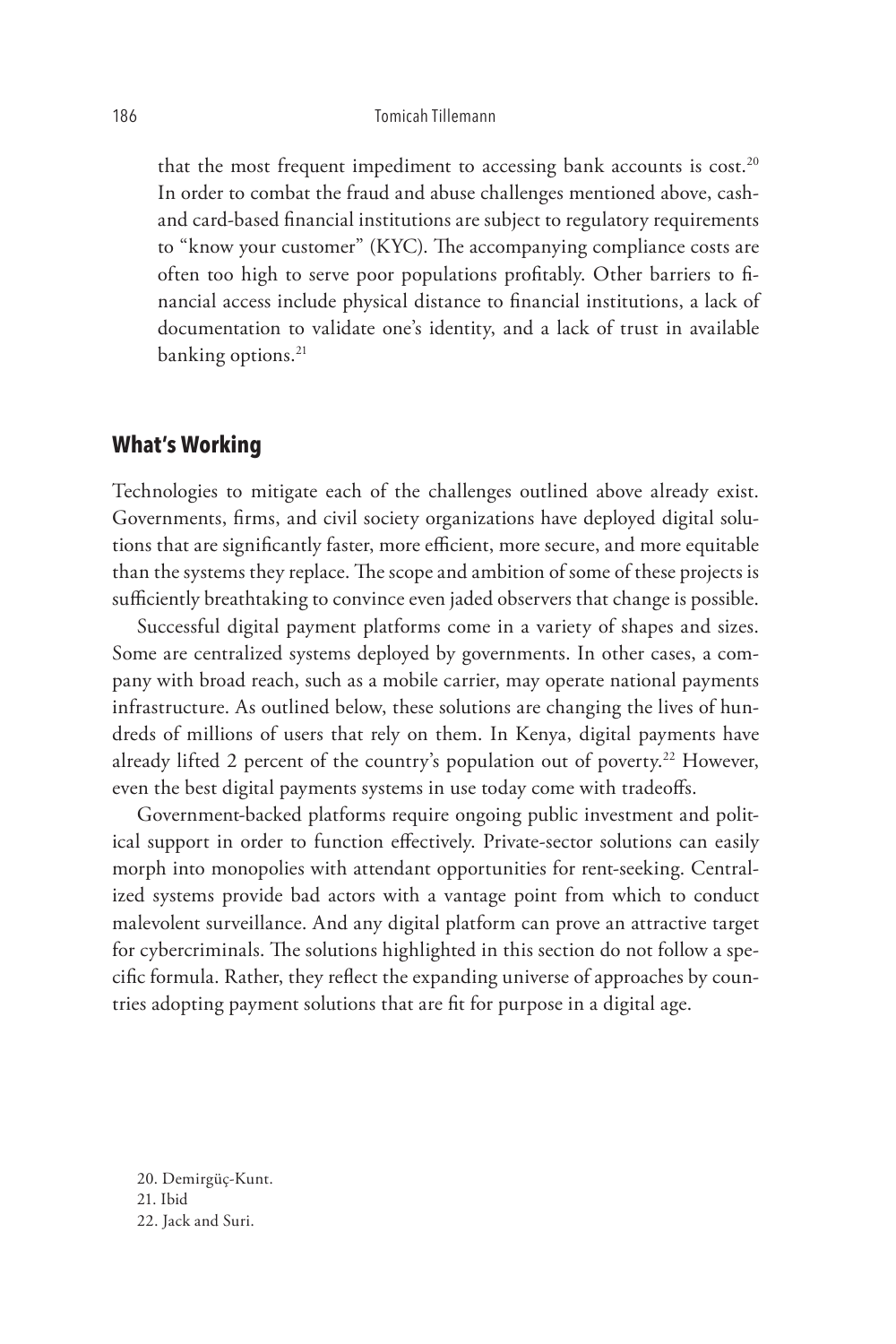that the most frequent impediment to accessing bank accounts is cost.[20] In order to combat the fraud and abuse challenges mentioned above, cash- and card-based financial institutions are subject to regulatory requirements to "know your customer" (KYC). The accompanying compliance costs are often too high to serve poor populations profitably. Other barriers to financial access include physical distance to financial institutions, a lack of documentation to validate one's identity, and a lack of trust in available banking options.[21]

## What's Working

Technologies to mitigate each of the challenges outlined above already exist. Governments, firms, and civil society organizations have deployed digital solutions that are significantly faster, more efficient, more secure, and more equitable than the systems they replace. The scope and ambition of some of these projects is sufficiently breathtaking to convince even jaded observers that change is possible.

Successful digital payment platforms come in a variety of shapes and sizes. Some are centralized systems deployed by governments. In other cases, a company with broad reach, such as a mobile carrier, may operate national payments infrastructure. As outlined below, these solutions are changing the lives of hundreds of millions of users that rely on them. In Kenya, digital payments have already lifted 2 percent of the country's population out of poverty.[22] However, even the best digital payments systems in use today come with tradeoffs.

Government-backed platforms require ongoing public investment and political support in order to function effectively. Private-sector solutions can easily morph into monopolies with attendant opportunities for rent-seeking. Centralized systems provide bad actors with a vantage point from which to conduct malevolent surveillance. And any digital platform can prove an attractive target for cybercriminals. The solutions highlighted in this section do not follow a specific formula. Rather, they reflect the expanding universe of approaches by countries adopting payment solutions that are fit for purpose in a digital age.

20. Demirgüç-Kunt.
21. Ibid
22. Jack and Suri.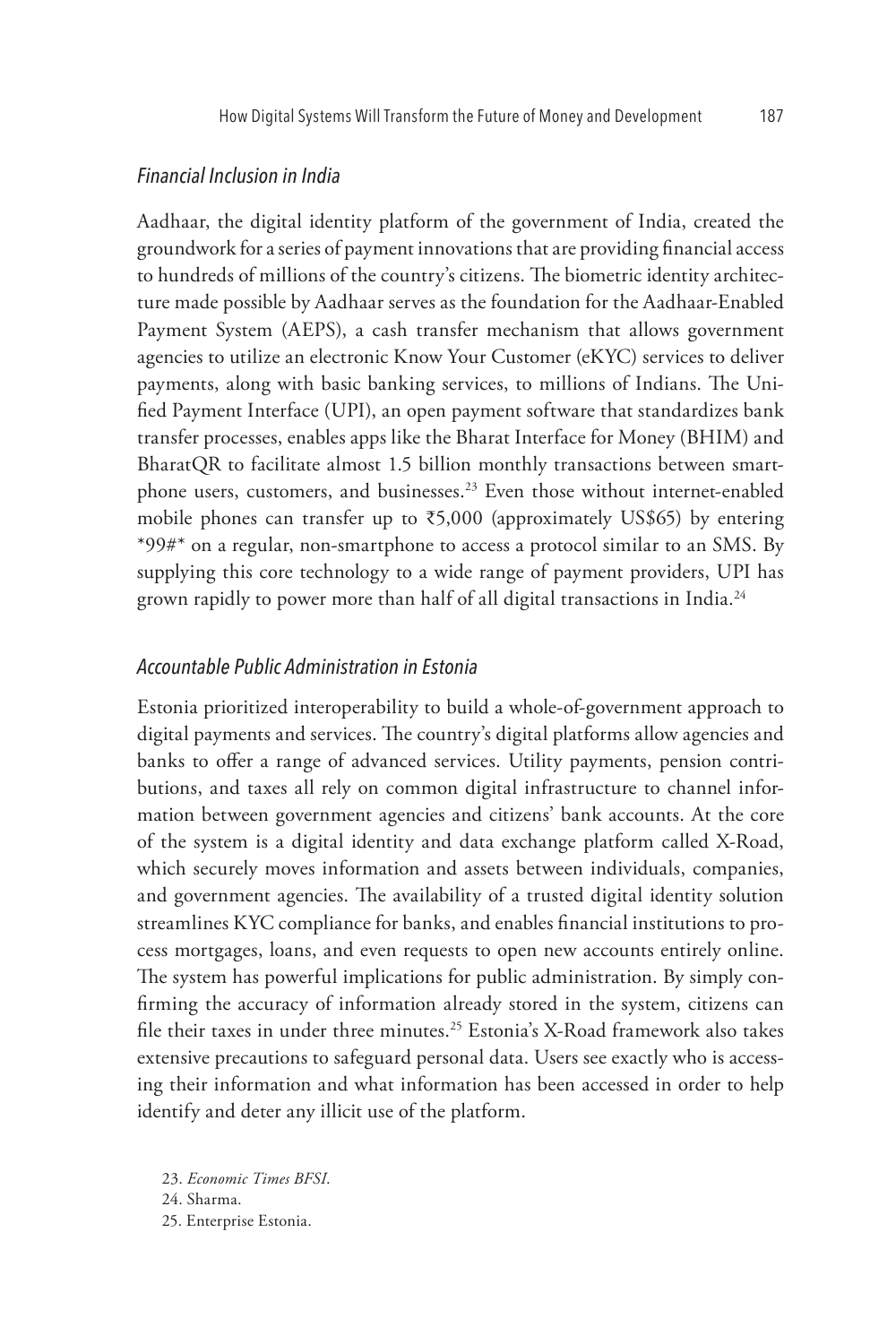### *Financial Inclusion in India*

Aadhaar, the digital identity platform of the government of India, created the groundwork for a series of payment innovations that are providing financial access to hundreds of millions of the country's citizens. The biometric identity architecture made possible by Aadhaar serves as the foundation for the Aadhaar-Enabled Payment System (AEPS), a cash transfer mechanism that allows government agencies to utilize an electronic Know Your Customer (eKYC) services to deliver payments, along with basic banking services, to millions of Indians. The Unified Payment Interface (UPI), an open payment software that standardizes bank transfer processes, enables apps like the Bharat Interface for Money (BHIM) and BharatQR to facilitate almost 1.5 billion monthly transactions between smartphone users, customers, and businesses.[23] Even those without internet-enabled mobile phones can transfer up to ₹5,000 (approximately US$65) by entering *99#* on a regular, non-smartphone to access a protocol similar to an SMS. By supplying this core technology to a wide range of payment providers, UPI has grown rapidly to power more than half of all digital transactions in India.[24]

### *Accountable Public Administration in Estonia*

Estonia prioritized interoperability to build a whole-of-government approach to digital payments and services. The country's digital platforms allow agencies and banks to offer a range of advanced services. Utility payments, pension contributions, and taxes all rely on common digital infrastructure to channel information between government agencies and citizens' bank accounts. At the core of the system is a digital identity and data exchange platform called X-Road, which securely moves information and assets between individuals, companies, and government agencies. The availability of a trusted digital identity solution streamlines KYC compliance for banks, and enables financial institutions to process mortgages, loans, and even requests to open new accounts entirely online. The system has powerful implications for public administration. By simply confirming the accuracy of information already stored in the system, citizens can file their taxes in under three minutes.[25] Estonia's X-Road framework also takes extensive precautions to safeguard personal data. Users see exactly who is accessing their information and what information has been accessed in order to help identify and deter any illicit use of the platform.

23. *Economic Times BFSI*.
24. Sharma.
25. Enterprise Estonia.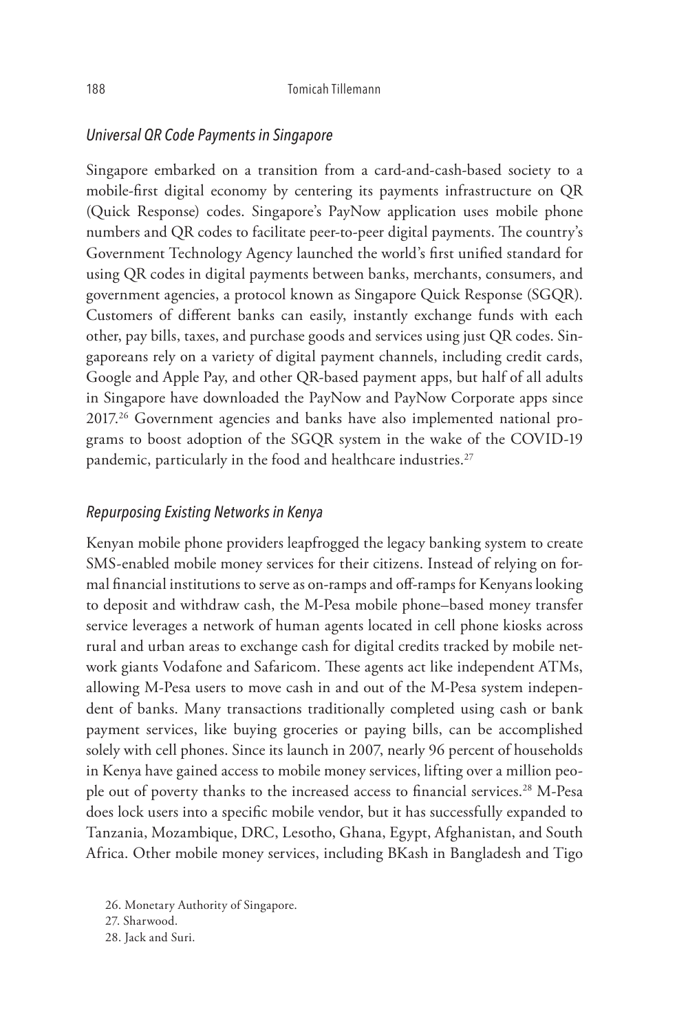### *Universal QR Code Payments in Singapore*

Singapore embarked on a transition from a card-and-cash-based society to a mobile-first digital economy by centering its payments infrastructure on QR (Quick Response) codes. Singapore's PayNow application uses mobile phone numbers and QR codes to facilitate peer-to-peer digital payments. The country's Government Technology Agency launched the world's first unified standard for using QR codes in digital payments between banks, merchants, consumers, and government agencies, a protocol known as Singapore Quick Response (SGQR). Customers of different banks can easily, instantly exchange funds with each other, pay bills, taxes, and purchase goods and services using just QR codes. Singaporeans rely on a variety of digital payment channels, including credit cards, Google and Apple Pay, and other QR-based payment apps, but half of all adults in Singapore have downloaded the PayNow and PayNow Corporate apps since 2017.[26] Government agencies and banks have also implemented national programs to boost adoption of the SGQR system in the wake of the COVID-19 pandemic, particularly in the food and healthcare industries.[27]

### *Repurposing Existing Networks in Kenya*

Kenyan mobile phone providers leapfrogged the legacy banking system to create SMS-enabled mobile money services for their citizens. Instead of relying on formal financial institutions to serve as on-ramps and off-ramps for Kenyans looking to deposit and withdraw cash, the M-Pesa mobile phone–based money transfer service leverages a network of human agents located in cell phone kiosks across rural and urban areas to exchange cash for digital credits tracked by mobile network giants Vodafone and Safaricom. These agents act like independent ATMs, allowing M-Pesa users to move cash in and out of the M-Pesa system independent of banks. Many transactions traditionally completed using cash or bank payment services, like buying groceries or paying bills, can be accomplished solely with cell phones. Since its launch in 2007, nearly 96 percent of households in Kenya have gained access to mobile money services, lifting over a million people out of poverty thanks to the increased access to financial services.[28] M-Pesa does lock users into a specific mobile vendor, but it has successfully expanded to Tanzania, Mozambique, DRC, Lesotho, Ghana, Egypt, Afghanistan, and South Africa. Other mobile money services, including BKash in Bangladesh and Tigo

26. Monetary Authority of Singapore.
27. Sharwood.
28. Jack and Suri.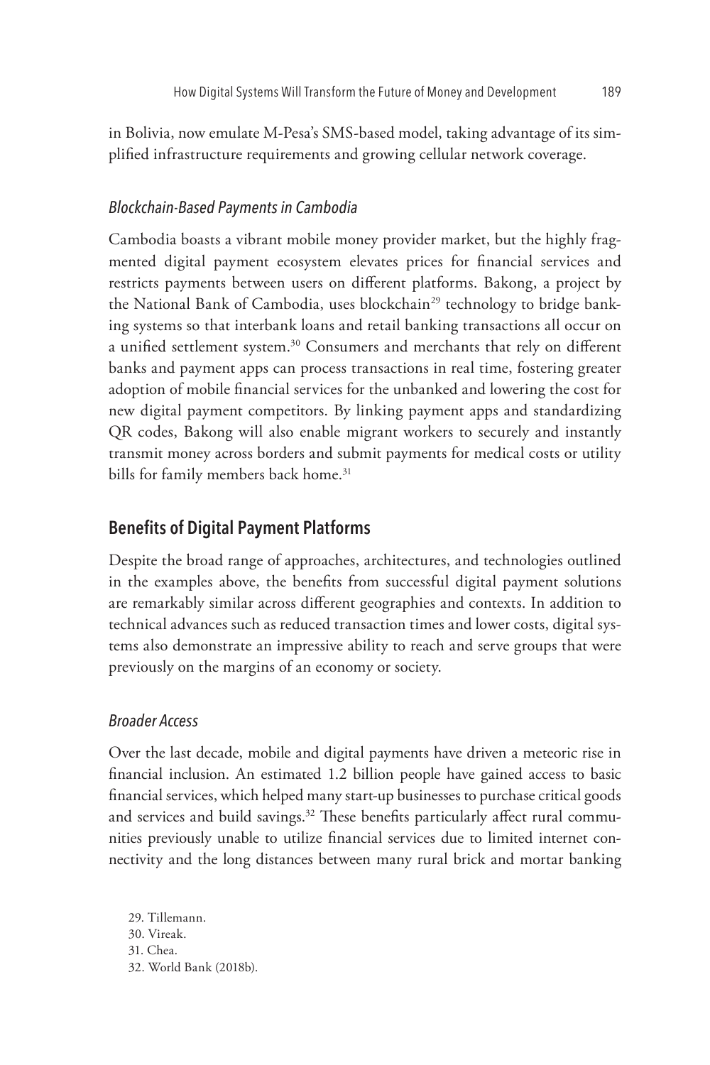in Bolivia, now emulate M-Pesa's SMS-based model, taking advantage of its simplified infrastructure requirements and growing cellular network coverage.

### *Blockchain-Based Payments in Cambodia*

Cambodia boasts a vibrant mobile money provider market, but the highly fragmented digital payment ecosystem elevates prices for financial services and restricts payments between users on different platforms. Bakong, a project by the National Bank of Cambodia, uses blockchain[29] technology to bridge banking systems so that interbank loans and retail banking transactions all occur on a unified settlement system.[30] Consumers and merchants that rely on different banks and payment apps can process transactions in real time, fostering greater adoption of mobile financial services for the unbanked and lowering the cost for new digital payment competitors. By linking payment apps and standardizing QR codes, Bakong will also enable migrant workers to securely and instantly transmit money across borders and submit payments for medical costs or utility bills for family members back home.[31]

## Benefits of Digital Payment Platforms

Despite the broad range of approaches, architectures, and technologies outlined in the examples above, the benefits from successful digital payment solutions are remarkably similar across different geographies and contexts. In addition to technical advances such as reduced transaction times and lower costs, digital systems also demonstrate an impressive ability to reach and serve groups that were previously on the margins of an economy or society.

### *Broader Access*

Over the last decade, mobile and digital payments have driven a meteoric rise in financial inclusion. An estimated 1.2 billion people have gained access to basic financial services, which helped many start-up businesses to purchase critical goods and services and build savings.[32] These benefits particularly affect rural communities previously unable to utilize financial services due to limited internet connectivity and the long distances between many rural brick and mortar banking

29. Tillemann.
30. Vireak.
31. Chea.
32. World Bank (2018b).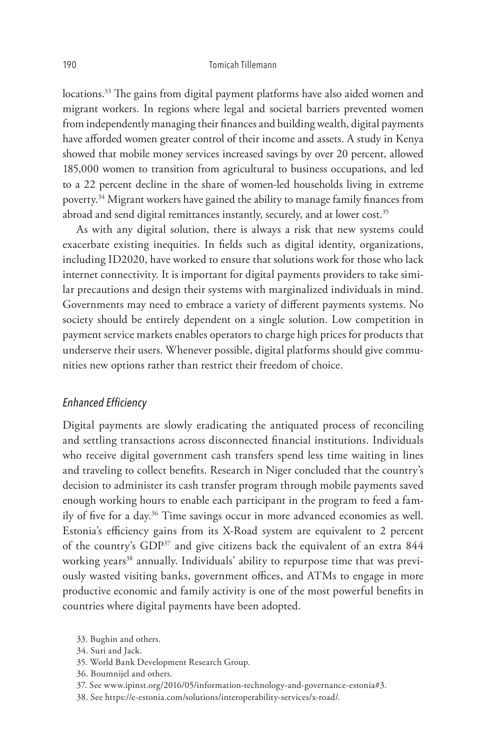locations.[33] The gains from digital payment platforms have also aided women and migrant workers. In regions where legal and societal barriers prevented women from independently managing their finances and building wealth, digital payments have afforded women greater control of their income and assets. A study in Kenya showed that mobile money services increased savings by over 20 percent, allowed 185,000 women to transition from agricultural to business occupations, and led to a 22 percent decline in the share of women-led households living in extreme poverty.[34] Migrant workers have gained the ability to manage family finances from abroad and send digital remittances instantly, securely, and at lower cost.[35]

As with any digital solution, there is always a risk that new systems could exacerbate existing inequities. In fields such as digital identity, organizations, including ID2020, have worked to ensure that solutions work for those who lack internet connectivity. It is important for digital payments providers to take similar precautions and design their systems with marginalized individuals in mind. Governments may need to embrace a variety of different payments systems. No society should be entirely dependent on a single solution. Low competition in payment service markets enables operators to charge high prices for products that underserve their users. Whenever possible, digital platforms should give communities new options rather than restrict their freedom of choice.

### *Enhanced Efficiency*

Digital payments are slowly eradicating the antiquated process of reconciling and settling transactions across disconnected financial institutions. Individuals who receive digital government cash transfers spend less time waiting in lines and traveling to collect benefits. Research in Niger concluded that the country's decision to administer its cash transfer program through mobile payments saved enough working hours to enable each participant in the program to feed a family of five for a day.[36] Time savings occur in more advanced economies as well. Estonia's efficiency gains from its X-Road system are equivalent to 2 percent of the country's GDP[37] and give citizens back the equivalent of an extra 844 working years[38] annually. Individuals' ability to repurpose time that was previously wasted visiting banks, government offices, and ATMs to engage in more productive economic and family activity is one of the most powerful benefits in countries where digital payments have been adopted.

33. Bughin and others.
34. Suri and Jack.
35. World Bank Development Research Group.
36. Boumnijel and others.
37. See www.ipinst.org/2016/05/information-technology-and-governance-estonia#3.
38. See https://e-estonia.com/solutions/interoperability-services/x-road/.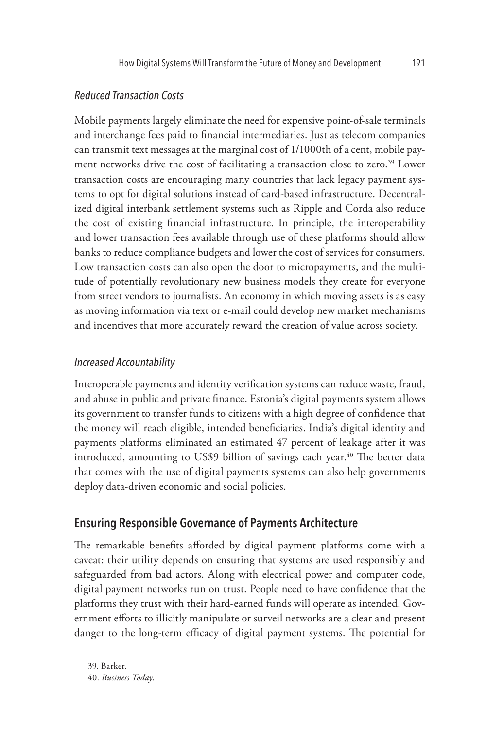### *Reduced Transaction Costs*

Mobile payments largely eliminate the need for expensive point-of-sale terminals and interchange fees paid to financial intermediaries. Just as telecom companies can transmit text messages at the marginal cost of 1/1000th of a cent, mobile payment networks drive the cost of facilitating a transaction close to zero.[39] Lower transaction costs are encouraging many countries that lack legacy payment systems to opt for digital solutions instead of card-based infrastructure. Decentralized digital interbank settlement systems such as Ripple and Corda also reduce the cost of existing financial infrastructure. In principle, the interoperability and lower transaction fees available through use of these platforms should allow banks to reduce compliance budgets and lower the cost of services for consumers. Low transaction costs can also open the door to micropayments, and the multitude of potentially revolutionary new business models they create for everyone from street vendors to journalists. An economy in which moving assets is as easy as moving information via text or e-mail could develop new market mechanisms and incentives that more accurately reward the creation of value across society.

### *Increased Accountability*

Interoperable payments and identity verification systems can reduce waste, fraud, and abuse in public and private finance. Estonia's digital payments system allows its government to transfer funds to citizens with a high degree of confidence that the money will reach eligible, intended beneficiaries. India's digital identity and payments platforms eliminated an estimated 47 percent of leakage after it was introduced, amounting to US$9 billion of savings each year.[40] The better data that comes with the use of digital payments systems can also help governments deploy data-driven economic and social policies.

## Ensuring Responsible Governance of Payments Architecture

The remarkable benefits afforded by digital payment platforms come with a caveat: their utility depends on ensuring that systems are used responsibly and safeguarded from bad actors. Along with electrical power and computer code, digital payment networks run on trust. People need to have confidence that the platforms they trust with their hard-earned funds will operate as intended. Government efforts to illicitly manipulate or surveil networks are a clear and present danger to the long-term efficacy of digital payment systems. The potential for

39. Barker.
40. *Business Today.*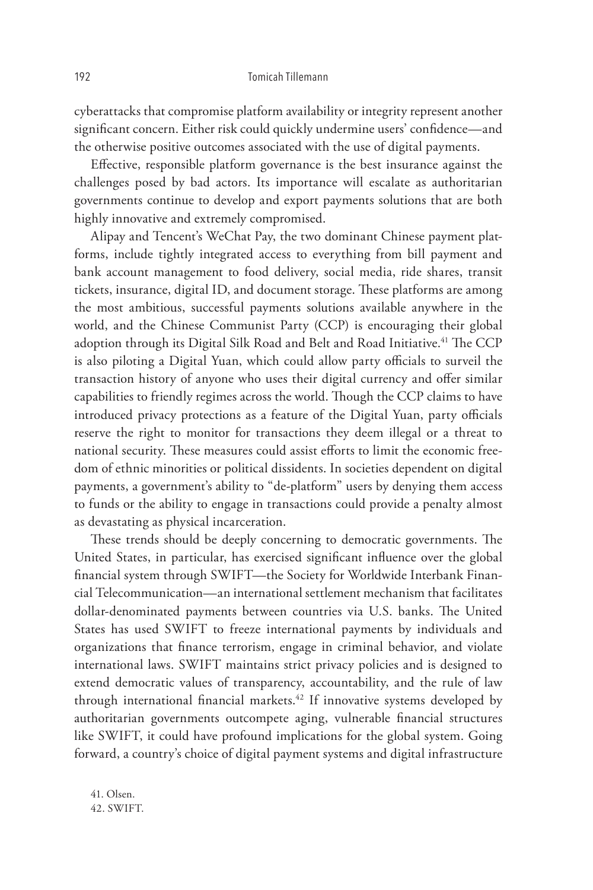cyberattacks that compromise platform availability or integrity represent another significant concern. Either risk could quickly undermine users' confidence—and the otherwise positive outcomes associated with the use of digital payments.

Effective, responsible platform governance is the best insurance against the challenges posed by bad actors. Its importance will escalate as authoritarian governments continue to develop and export payments solutions that are both highly innovative and extremely compromised.

Alipay and Tencent's WeChat Pay, the two dominant Chinese payment platforms, include tightly integrated access to everything from bill payment and bank account management to food delivery, social media, ride shares, transit tickets, insurance, digital ID, and document storage. These platforms are among the most ambitious, successful payments solutions available anywhere in the world, and the Chinese Communist Party (CCP) is encouraging their global adoption through its Digital Silk Road and Belt and Road Initiative.[41] The CCP is also piloting a Digital Yuan, which could allow party officials to surveil the transaction history of anyone who uses their digital currency and offer similar capabilities to friendly regimes across the world. Though the CCP claims to have introduced privacy protections as a feature of the Digital Yuan, party officials reserve the right to monitor for transactions they deem illegal or a threat to national security. These measures could assist efforts to limit the economic freedom of ethnic minorities or political dissidents. In societies dependent on digital payments, a government's ability to "de-platform" users by denying them access to funds or the ability to engage in transactions could provide a penalty almost as devastating as physical incarceration.

These trends should be deeply concerning to democratic governments. The United States, in particular, has exercised significant influence over the global financial system through SWIFT—the Society for Worldwide Interbank Financial Telecommunication—an international settlement mechanism that facilitates dollar-denominated payments between countries via U.S. banks. The United States has used SWIFT to freeze international payments by individuals and organizations that finance terrorism, engage in criminal behavior, and violate international laws. SWIFT maintains strict privacy policies and is designed to extend democratic values of transparency, accountability, and the rule of law through international financial markets.[42] If innovative systems developed by authoritarian governments outcompete aging, vulnerable financial structures like SWIFT, it could have profound implications for the global system. Going forward, a country's choice of digital payment systems and digital infrastructure

41. Olsen.
42. SWIFT.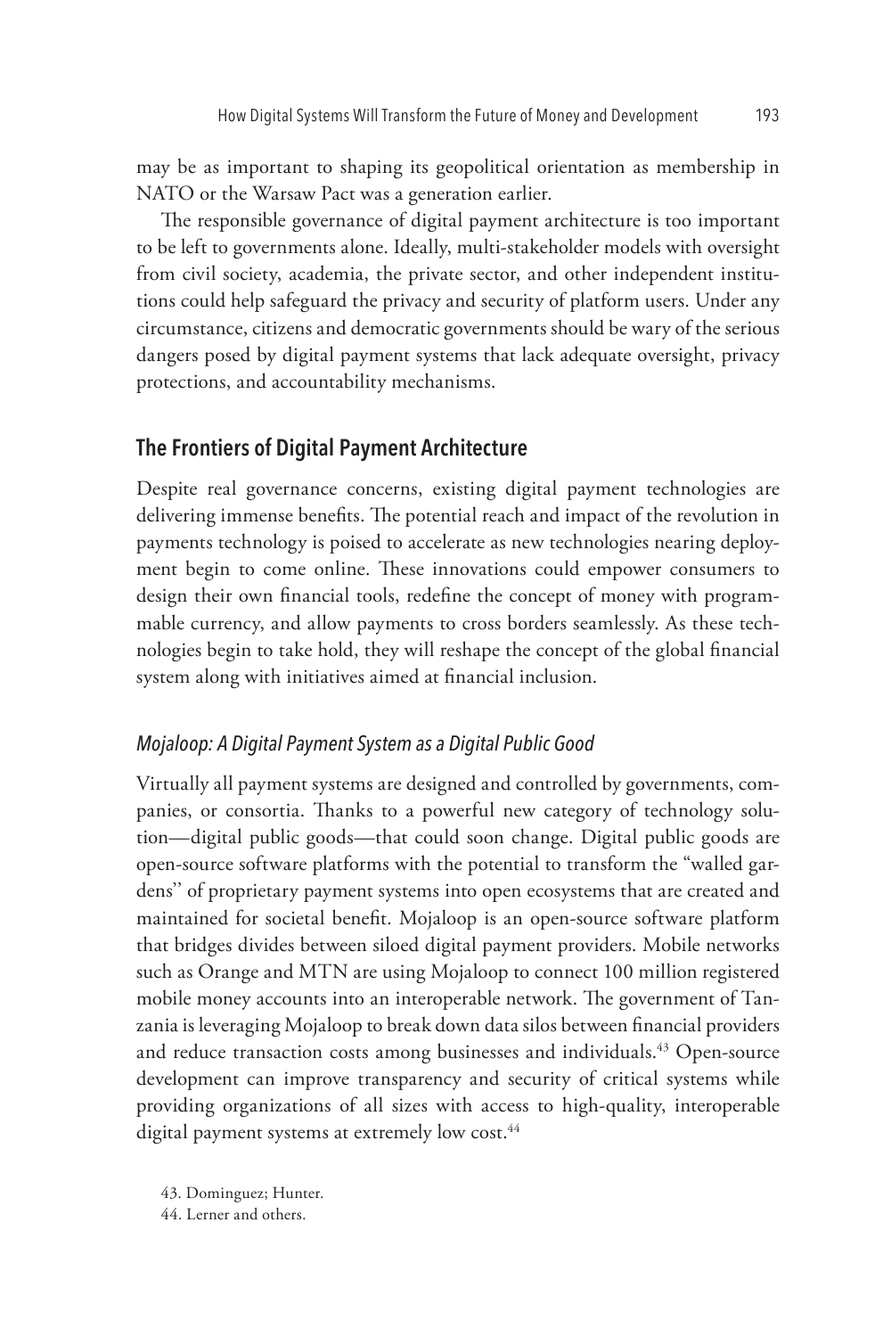may be as important to shaping its geopolitical orientation as membership in NATO or the Warsaw Pact was a generation earlier.

The responsible governance of digital payment architecture is too important to be left to governments alone. Ideally, multi-stakeholder models with oversight from civil society, academia, the private sector, and other independent institutions could help safeguard the privacy and security of platform users. Under any circumstance, citizens and democratic governments should be wary of the serious dangers posed by digital payment systems that lack adequate oversight, privacy protections, and accountability mechanisms.

## The Frontiers of Digital Payment Architecture

Despite real governance concerns, existing digital payment technologies are delivering immense benefits. The potential reach and impact of the revolution in payments technology is poised to accelerate as new technologies nearing deployment begin to come online. These innovations could empower consumers to design their own financial tools, redefine the concept of money with programmable currency, and allow payments to cross borders seamlessly. As these technologies begin to take hold, they will reshape the concept of the global financial system along with initiatives aimed at financial inclusion.

### *Mojaloop: A Digital Payment System as a Digital Public Good*

Virtually all payment systems are designed and controlled by governments, companies, or consortia. Thanks to a powerful new category of technology solution—digital public goods—that could soon change. Digital public goods are open-source software platforms with the potential to transform the "walled gardens" of proprietary payment systems into open ecosystems that are created and maintained for societal benefit. Mojaloop is an open-source software platform that bridges divides between siloed digital payment providers. Mobile networks such as Orange and MTN are using Mojaloop to connect 100 million registered mobile money accounts into an interoperable network. The government of Tanzania is leveraging Mojaloop to break down data silos between financial providers and reduce transaction costs among businesses and individuals.[43] Open-source development can improve transparency and security of critical systems while providing organizations of all sizes with access to high-quality, interoperable digital payment systems at extremely low cost.[44]

43. Dominguez; Hunter.

44. Lerner and others.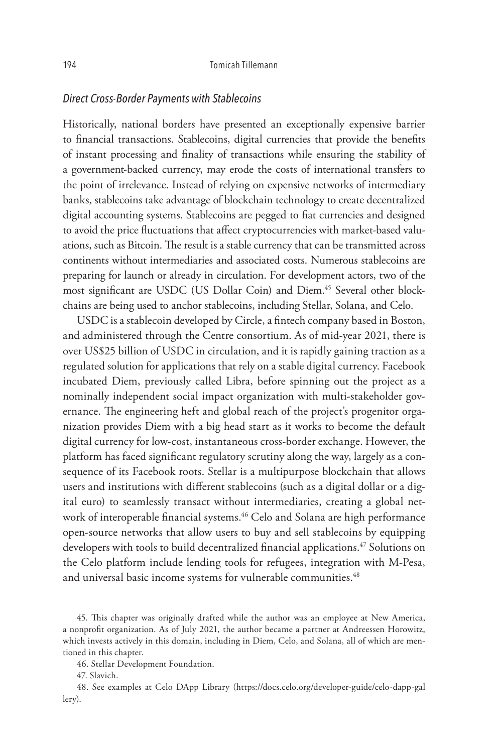### *Direct Cross-Border Payments with Stablecoins*

Historically, national borders have presented an exceptionally expensive barrier to financial transactions. Stablecoins, digital currencies that provide the benefits of instant processing and finality of transactions while ensuring the stability of a government-backed currency, may erode the costs of international transfers to the point of irrelevance. Instead of relying on expensive networks of intermediary banks, stablecoins take advantage of blockchain technology to create decentralized digital accounting systems. Stablecoins are pegged to fiat currencies and designed to avoid the price fluctuations that affect cryptocurrencies with market-based valuations, such as Bitcoin. The result is a stable currency that can be transmitted across continents without intermediaries and associated costs. Numerous stablecoins are preparing for launch or already in circulation. For development actors, two of the most significant are USDC (US Dollar Coin) and Diem.[45] Several other blockchains are being used to anchor stablecoins, including Stellar, Solana, and Celo.

USDC is a stablecoin developed by Circle, a fintech company based in Boston, and administered through the Centre consortium. As of mid-year 2021, there is over US$25 billion of USDC in circulation, and it is rapidly gaining traction as a regulated solution for applications that rely on a stable digital currency. Facebook incubated Diem, previously called Libra, before spinning out the project as a nominally independent social impact organization with multi-stakeholder governance. The engineering heft and global reach of the project's progenitor organization provides Diem with a big head start as it works to become the default digital currency for low-cost, instantaneous cross-border exchange. However, the platform has faced significant regulatory scrutiny along the way, largely as a consequence of its Facebook roots. Stellar is a multipurpose blockchain that allows users and institutions with different stablecoins (such as a digital dollar or a digital euro) to seamlessly transact without intermediaries, creating a global network of interoperable financial systems.[46] Celo and Solana are high performance open-source networks that allow users to buy and sell stablecoins by equipping developers with tools to build decentralized financial applications.[47] Solutions on the Celo platform include lending tools for refugees, integration with M-Pesa, and universal basic income systems for vulnerable communities.[48]

45. This chapter was originally drafted while the author was an employee at New America, a nonprofit organization. As of July 2021, the author became a partner at Andreessen Horowitz, which invests actively in this domain, including in Diem, Celo, and Solana, all of which are mentioned in this chapter.

46. Stellar Development Foundation.

47. Slavich.

48. See examples at Celo DApp Library (https://docs.celo.org/developer-guide/celo-dapp-gallery).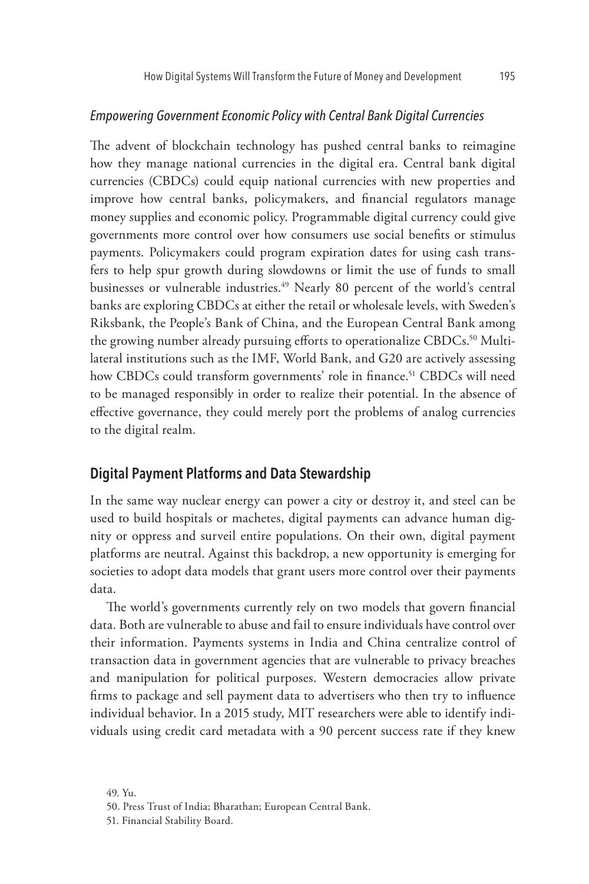### *Empowering Government Economic Policy with Central Bank Digital Currencies*

The advent of blockchain technology has pushed central banks to reimagine how they manage national currencies in the digital era. Central bank digital currencies (CBDCs) could equip national currencies with new properties and improve how central banks, policymakers, and financial regulators manage money supplies and economic policy. Programmable digital currency could give governments more control over how consumers use social benefits or stimulus payments. Policymakers could program expiration dates for using cash transfers to help spur growth during slowdowns or limit the use of funds to small businesses or vulnerable industries.[49] Nearly 80 percent of the world's central banks are exploring CBDCs at either the retail or wholesale levels, with Sweden's Riksbank, the People's Bank of China, and the European Central Bank among the growing number already pursuing efforts to operationalize CBDCs.[50] Multilateral institutions such as the IMF, World Bank, and G20 are actively assessing how CBDCs could transform governments' role in finance.[51] CBDCs will need to be managed responsibly in order to realize their potential. In the absence of effective governance, they could merely port the problems of analog currencies to the digital realm.

## Digital Payment Platforms and Data Stewardship

In the same way nuclear energy can power a city or destroy it, and steel can be used to build hospitals or machetes, digital payments can advance human dignity or oppress and surveil entire populations. On their own, digital payment platforms are neutral. Against this backdrop, a new opportunity is emerging for societies to adopt data models that grant users more control over their payments data.

The world's governments currently rely on two models that govern financial data. Both are vulnerable to abuse and fail to ensure individuals have control over their information. Payments systems in India and China centralize control of transaction data in government agencies that are vulnerable to privacy breaches and manipulation for political purposes. Western democracies allow private firms to package and sell payment data to advertisers who then try to influence individual behavior. In a 2015 study, MIT researchers were able to identify individuals using credit card metadata with a 90 percent success rate if they knew

49. Yu.

50. Press Trust of India; Bharathan; European Central Bank.

51. Financial Stability Board.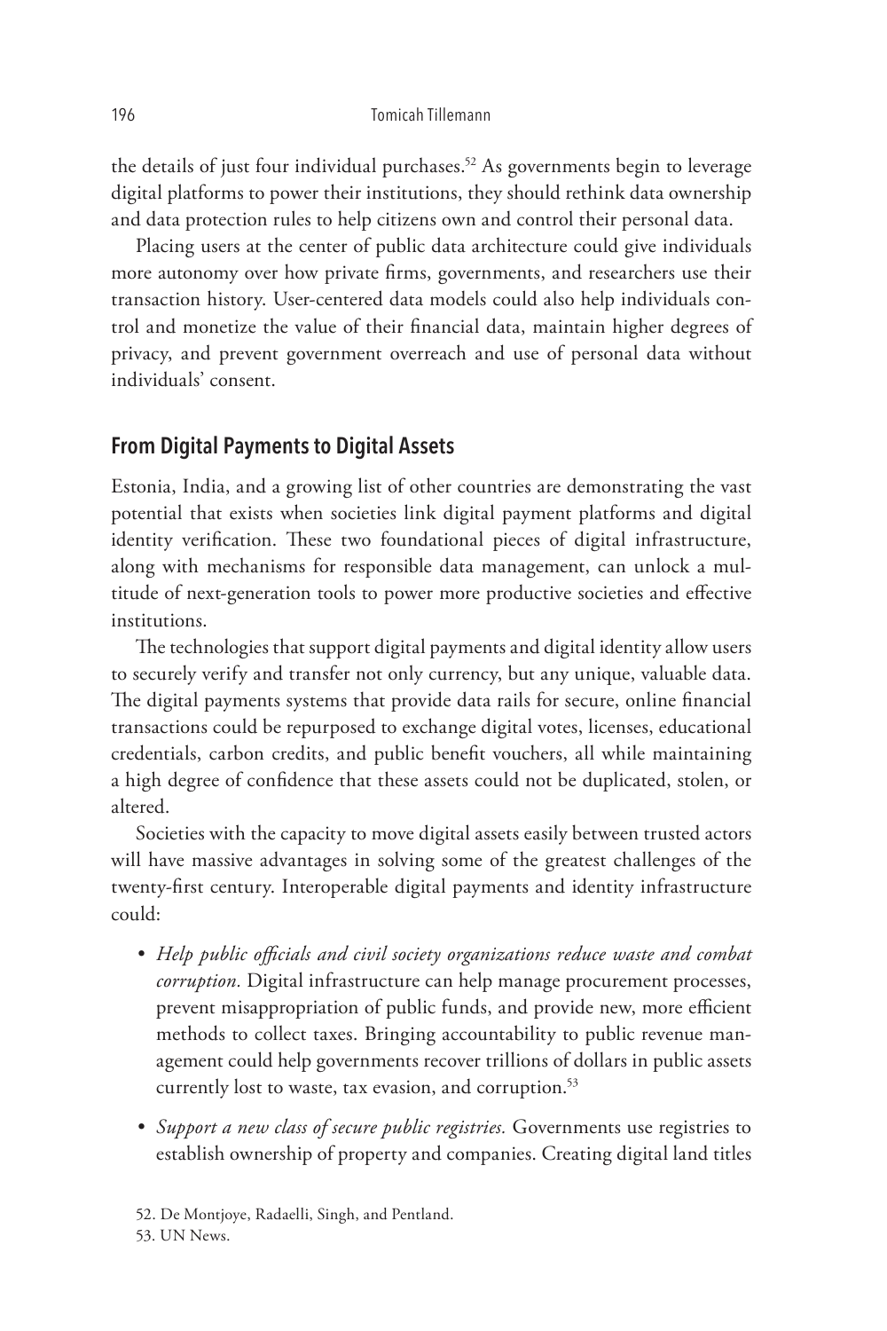the details of just four individual purchases.[52] As governments begin to leverage digital platforms to power their institutions, they should rethink data ownership and data protection rules to help citizens own and control their personal data.

Placing users at the center of public data architecture could give individuals more autonomy over how private firms, governments, and researchers use their transaction history. User-centered data models could also help individuals control and monetize the value of their financial data, maintain higher degrees of privacy, and prevent government overreach and use of personal data without individuals' consent.

## From Digital Payments to Digital Assets

Estonia, India, and a growing list of other countries are demonstrating the vast potential that exists when societies link digital payment platforms and digital identity verification. These two foundational pieces of digital infrastructure, along with mechanisms for responsible data management, can unlock a multitude of next-generation tools to power more productive societies and effective institutions.

The technologies that support digital payments and digital identity allow users to securely verify and transfer not only currency, but any unique, valuable data. The digital payments systems that provide data rails for secure, online financial transactions could be repurposed to exchange digital votes, licenses, educational credentials, carbon credits, and public benefit vouchers, all while maintaining a high degree of confidence that these assets could not be duplicated, stolen, or altered.

Societies with the capacity to move digital assets easily between trusted actors will have massive advantages in solving some of the greatest challenges of the twenty-first century. Interoperable digital payments and identity infrastructure could:

- *Help public officials and civil society organizations reduce waste and combat corruption.* Digital infrastructure can help manage procurement processes, prevent misappropriation of public funds, and provide new, more efficient methods to collect taxes. Bringing accountability to public revenue management could help governments recover trillions of dollars in public assets currently lost to waste, tax evasion, and corruption.[53]

- *Support a new class of secure public registries.* Governments use registries to establish ownership of property and companies. Creating digital land titles

52. De Montjoye, Radaelli, Singh, and Pentland.

53. UN News.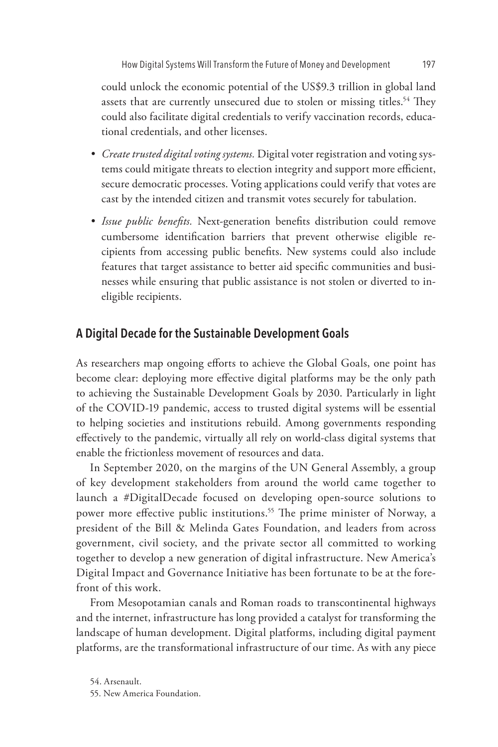could unlock the economic potential of the US$9.3 trillion in global land assets that are currently unsecured due to stolen or missing titles.[54] They could also facilitate digital credentials to verify vaccination records, educational credentials, and other licenses.

- *Create trusted digital voting systems.* Digital voter registration and voting systems could mitigate threats to election integrity and support more efficient, secure democratic processes. Voting applications could verify that votes are cast by the intended citizen and transmit votes securely for tabulation.
- *Issue public benefits.* Next-generation benefits distribution could remove cumbersome identification barriers that prevent otherwise eligible recipients from accessing public benefits. New systems could also include features that target assistance to better aid specific communities and businesses while ensuring that public assistance is not stolen or diverted to ineligible recipients.

## A Digital Decade for the Sustainable Development Goals

As researchers map ongoing efforts to achieve the Global Goals, one point has become clear: deploying more effective digital platforms may be the only path to achieving the Sustainable Development Goals by 2030. Particularly in light of the COVID-19 pandemic, access to trusted digital systems will be essential to helping societies and institutions rebuild. Among governments responding effectively to the pandemic, virtually all rely on world-class digital systems that enable the frictionless movement of resources and data.

In September 2020, on the margins of the UN General Assembly, a group of key development stakeholders from around the world came together to launch a #DigitalDecade focused on developing open-source solutions to power more effective public institutions.[55] The prime minister of Norway, a president of the Bill & Melinda Gates Foundation, and leaders from across government, civil society, and the private sector all committed to working together to develop a new generation of digital infrastructure. New America's Digital Impact and Governance Initiative has been fortunate to be at the forefront of this work.

From Mesopotamian canals and Roman roads to transcontinental highways and the internet, infrastructure has long provided a catalyst for transforming the landscape of human development. Digital platforms, including digital payment platforms, are the transformational infrastructure of our time. As with any piece

54. Arsenault.

55. New America Foundation.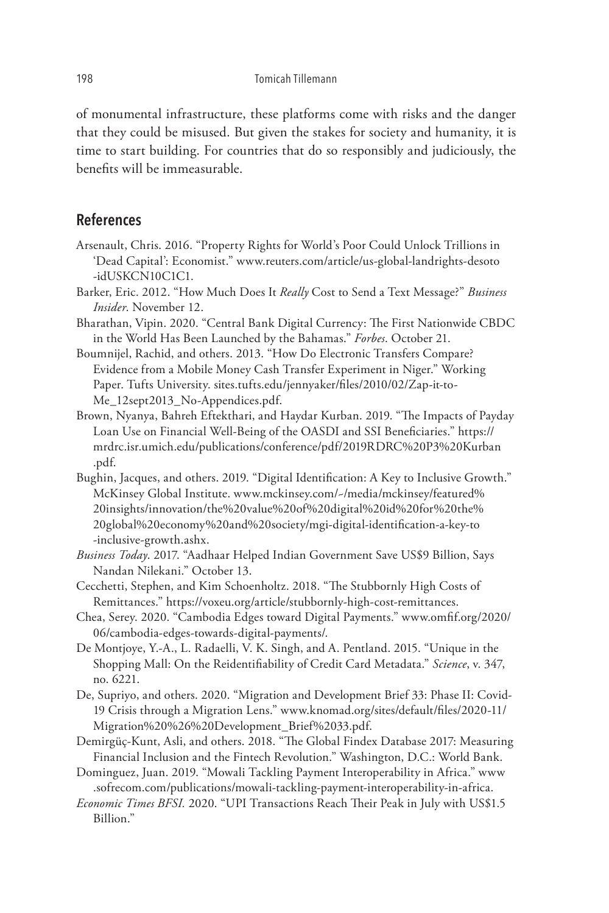of monumental infrastructure, these platforms come with risks and the danger that they could be misused. But given the stakes for society and humanity, it is time to start building. For countries that do so responsibly and judiciously, the benefits will be immeasurable.

## References

Arsenault, Chris. 2016. "Property Rights for World's Poor Could Unlock Trillions in 'Dead Capital': Economist." www.reuters.com/article/us-global-landrights-desoto-idUSKCN10C1C1.

Barker, Eric. 2012. "How Much Does It *Really* Cost to Send a Text Message?" *Business Insider*. November 12.

Bharathan, Vipin. 2020. "Central Bank Digital Currency: The First Nationwide CBDC in the World Has Been Launched by the Bahamas." *Forbes*. October 21.

Boumnijel, Rachid, and others. 2013. "How Do Electronic Transfers Compare? Evidence from a Mobile Money Cash Transfer Experiment in Niger." Working Paper. Tufts University. sites.tufts.edu/jennyaker/files/2010/02/Zap-it-to-Me_12sept2013_No-Appendices.pdf.

Brown, Nyanya, Bahreh Eftekthari, and Haydar Kurban. 2019. "The Impacts of Payday Loan Use on Financial Well-Being of the OASDI and SSI Beneficiaries." https://mrdrc.isr.umich.edu/publications/conference/pdf/2019RDRC%20P3%20Kurban.pdf.

Bughin, Jacques, and others. 2019. "Digital Identification: A Key to Inclusive Growth." McKinsey Global Institute. www.mckinsey.com/~/media/mckinsey/featured%20insights/innovation/the%20value%20of%20digital%20id%20for%20the%20global%20economy%20and%20society/mgi-digital-identification-a-key-to-inclusive-growth.ashx.

*Business Today*. 2017. "Aadhaar Helped Indian Government Save US$9 Billion, Says Nandan Nilekani." October 13.

Cecchetti, Stephen, and Kim Schoenholtz. 2018. "The Stubbornly High Costs of Remittances." https://voxeu.org/article/stubbornly-high-cost-remittances.

Chea, Serey. 2020. "Cambodia Edges toward Digital Payments." www.omfif.org/2020/06/cambodia-edges-towards-digital-payments/.

De Montjoye, Y.-A., L. Radaelli, V. K. Singh, and A. Pentland. 2015. "Unique in the Shopping Mall: On the Reidentifiability of Credit Card Metadata." *Science*, v. 347, no. 6221.

De, Supriyo, and others. 2020. "Migration and Development Brief 33: Phase II: Covid-19 Crisis through a Migration Lens." www.knomad.org/sites/default/files/2020-11/Migration%20%26%20Development_Brief%2033.pdf.

Demirgüç-Kunt, Asli, and others. 2018. "The Global Findex Database 2017: Measuring Financial Inclusion and the Fintech Revolution." Washington, D.C.: World Bank.

Dominguez, Juan. 2019. "Mowali Tackling Payment Interoperability in Africa." www.sofrecom.com/publications/mowali-tackling-payment-interoperability-in-africa.

*Economic Times BFSI.* 2020. "UPI Transactions Reach Their Peak in July with US$1.5 Billion."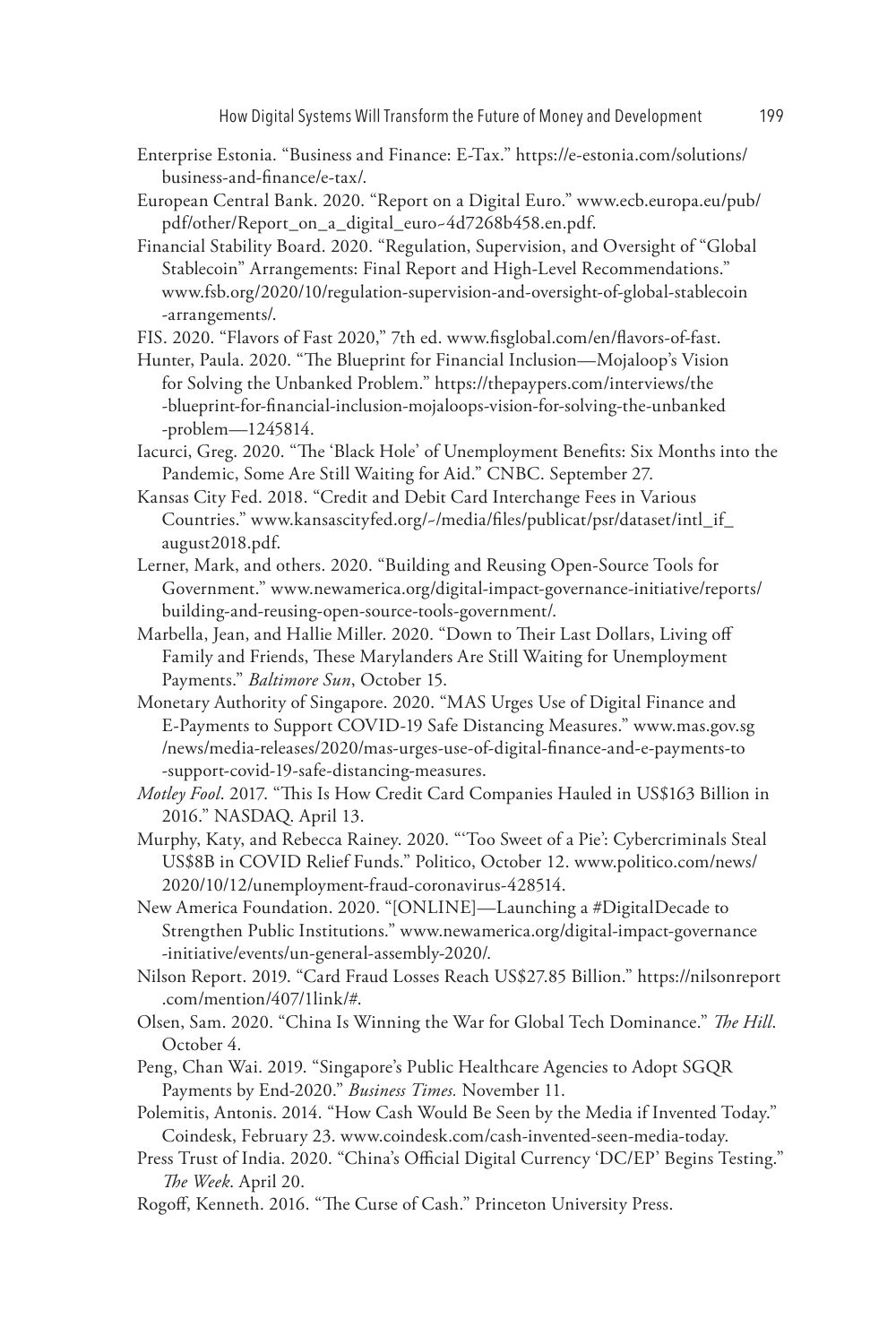Enterprise Estonia. "Business and Finance: E-Tax." https://e-estonia.com/solutions/business-and-finance/e-tax/.

European Central Bank. 2020. "Report on a Digital Euro." www.ecb.europa.eu/pub/pdf/other/Report_on_a_digital_euro~4d7268b458.en.pdf.

Financial Stability Board. 2020. "Regulation, Supervision, and Oversight of "Global Stablecoin" Arrangements: Final Report and High-Level Recommendations." www.fsb.org/2020/10/regulation-supervision-and-oversight-of-global-stablecoin-arrangements/.

FIS. 2020. "Flavors of Fast 2020," 7th ed. www.fisglobal.com/en/flavors-of-fast.

Hunter, Paula. 2020. "The Blueprint for Financial Inclusion—Mojaloop's Vision for Solving the Unbanked Problem." https://thepaypers.com/interviews/the-blueprint-for-financial-inclusion-mojaloops-vision-for-solving-the-unbanked-problem—1245814.

Iacurci, Greg. 2020. "The 'Black Hole' of Unemployment Benefits: Six Months into the Pandemic, Some Are Still Waiting for Aid." CNBC. September 27.

Kansas City Fed. 2018. "Credit and Debit Card Interchange Fees in Various Countries." www.kansascityfed.org/~/media/files/publicat/psr/dataset/intl_if_august2018.pdf.

Lerner, Mark, and others. 2020. "Building and Reusing Open-Source Tools for Government." www.newamerica.org/digital-impact-governance-initiative/reports/building-and-reusing-open-source-tools-government/.

Marbella, Jean, and Hallie Miller. 2020. "Down to Their Last Dollars, Living off Family and Friends, These Marylanders Are Still Waiting for Unemployment Payments." *Baltimore Sun*, October 15.

Monetary Authority of Singapore. 2020. "MAS Urges Use of Digital Finance and E-Payments to Support COVID-19 Safe Distancing Measures." www.mas.gov.sg/news/media-releases/2020/mas-urges-use-of-digital-finance-and-e-payments-to-support-covid-19-safe-distancing-measures.

*Motley Fool*. 2017. "This Is How Credit Card Companies Hauled in US$163 Billion in 2016." NASDAQ. April 13.

Murphy, Katy, and Rebecca Rainey. 2020. "'Too Sweet of a Pie': Cybercriminals Steal US$8B in COVID Relief Funds." Politico, October 12. www.politico.com/news/2020/10/12/unemployment-fraud-coronavirus-428514.

New America Foundation. 2020. "[ONLINE]—Launching a #DigitalDecade to Strengthen Public Institutions." www.newamerica.org/digital-impact-governance-initiative/events/un-general-assembly-2020/.

Nilson Report. 2019. "Card Fraud Losses Reach US$27.85 Billion." https://nilsonreport.com/mention/407/1link/#.

Olsen, Sam. 2020. "China Is Winning the War for Global Tech Dominance." *The Hill*. October 4.

Peng, Chan Wai. 2019. "Singapore's Public Healthcare Agencies to Adopt SGQR Payments by End-2020." *Business Times.* November 11.

Polemitis, Antonis. 2014. "How Cash Would Be Seen by the Media if Invented Today." Coindesk, February 23. www.coindesk.com/cash-invented-seen-media-today.

Press Trust of India. 2020. "China's Official Digital Currency 'DC/EP' Begins Testing." *The Week*. April 20.

Rogoff, Kenneth. 2016. "The Curse of Cash." Princeton University Press.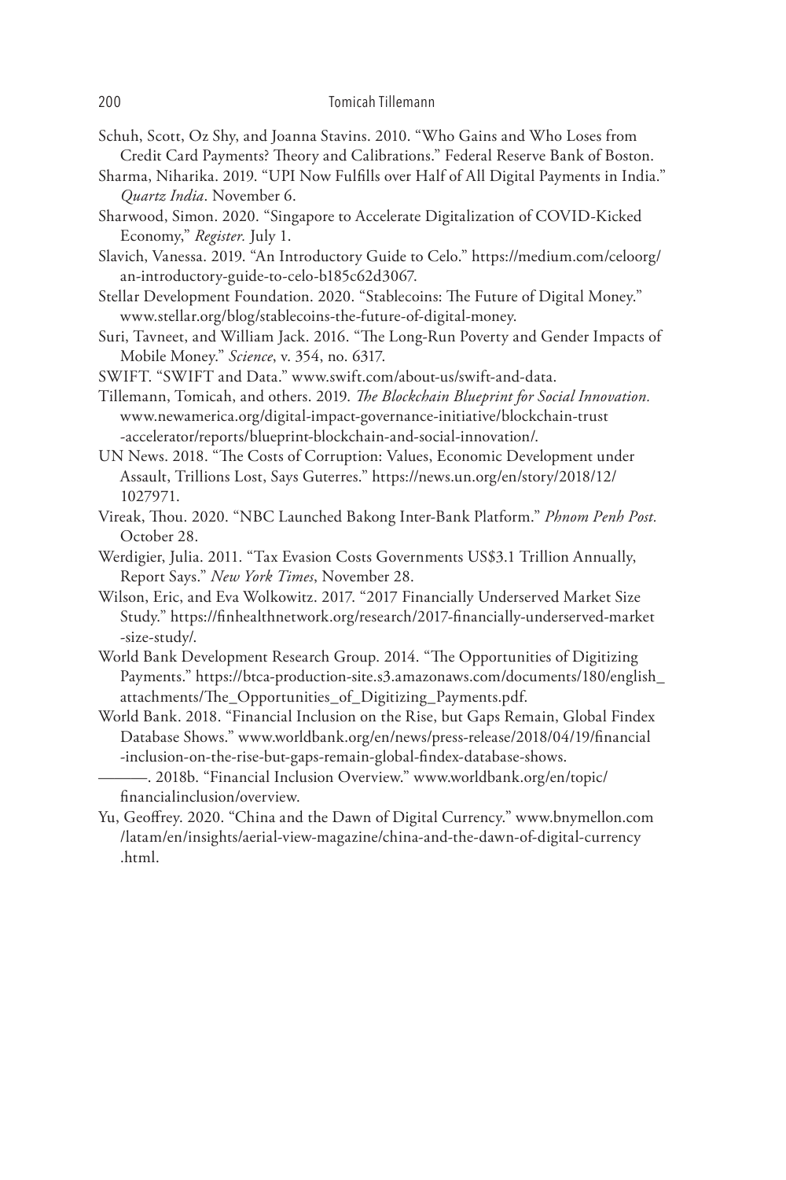Schuh, Scott, Oz Shy, and Joanna Stavins. 2010. "Who Gains and Who Loses from Credit Card Payments? Theory and Calibrations." Federal Reserve Bank of Boston.

Sharma, Niharika. 2019. "UPI Now Fulfills over Half of All Digital Payments in India." *Quartz India*. November 6.

Sharwood, Simon. 2020. "Singapore to Accelerate Digitalization of COVID-Kicked Economy," *Register.* July 1.

Slavich, Vanessa. 2019. "An Introductory Guide to Celo." https://medium.com/celoorg/an-introductory-guide-to-celo-b185c62d3067.

Stellar Development Foundation. 2020. "Stablecoins: The Future of Digital Money." www.stellar.org/blog/stablecoins-the-future-of-digital-money.

Suri, Tavneet, and William Jack. 2016. "The Long-Run Poverty and Gender Impacts of Mobile Money." *Science*, v. 354, no. 6317.

SWIFT. "SWIFT and Data." www.swift.com/about-us/swift-and-data.

Tillemann, Tomicah, and others. 2019. *The Blockchain Blueprint for Social Innovation.* www.newamerica.org/digital-impact-governance-initiative/blockchain-trust-accelerator/reports/blueprint-blockchain-and-social-innovation/.

UN News. 2018. "The Costs of Corruption: Values, Economic Development under Assault, Trillions Lost, Says Guterres." https://news.un.org/en/story/2018/12/1027971.

Vireak, Thou. 2020. "NBC Launched Bakong Inter-Bank Platform." *Phnom Penh Post.* October 28.

Werdigier, Julia. 2011. "Tax Evasion Costs Governments US$3.1 Trillion Annually, Report Says." *New York Times*, November 28.

Wilson, Eric, and Eva Wolkowitz. 2017. "2017 Financially Underserved Market Size Study." https://finhealthnetwork.org/research/2017-financially-underserved-market-size-study/.

World Bank Development Research Group. 2014. "The Opportunities of Digitizing Payments." https://btca-production-site.s3.amazonaws.com/documents/180/english_attachments/The_Opportunities_of_Digitizing_Payments.pdf.

World Bank. 2018. "Financial Inclusion on the Rise, but Gaps Remain, Global Findex Database Shows." www.worldbank.org/en/news/press-release/2018/04/19/financial-inclusion-on-the-rise-but-gaps-remain-global-findex-database-shows.

———. 2018b. "Financial Inclusion Overview." www.worldbank.org/en/topic/financialinclusion/overview.

Yu, Geoffrey. 2020. "China and the Dawn of Digital Currency." www.bnymellon.com/latam/en/insights/aerial-view-magazine/china-and-the-dawn-of-digital-currency.html.